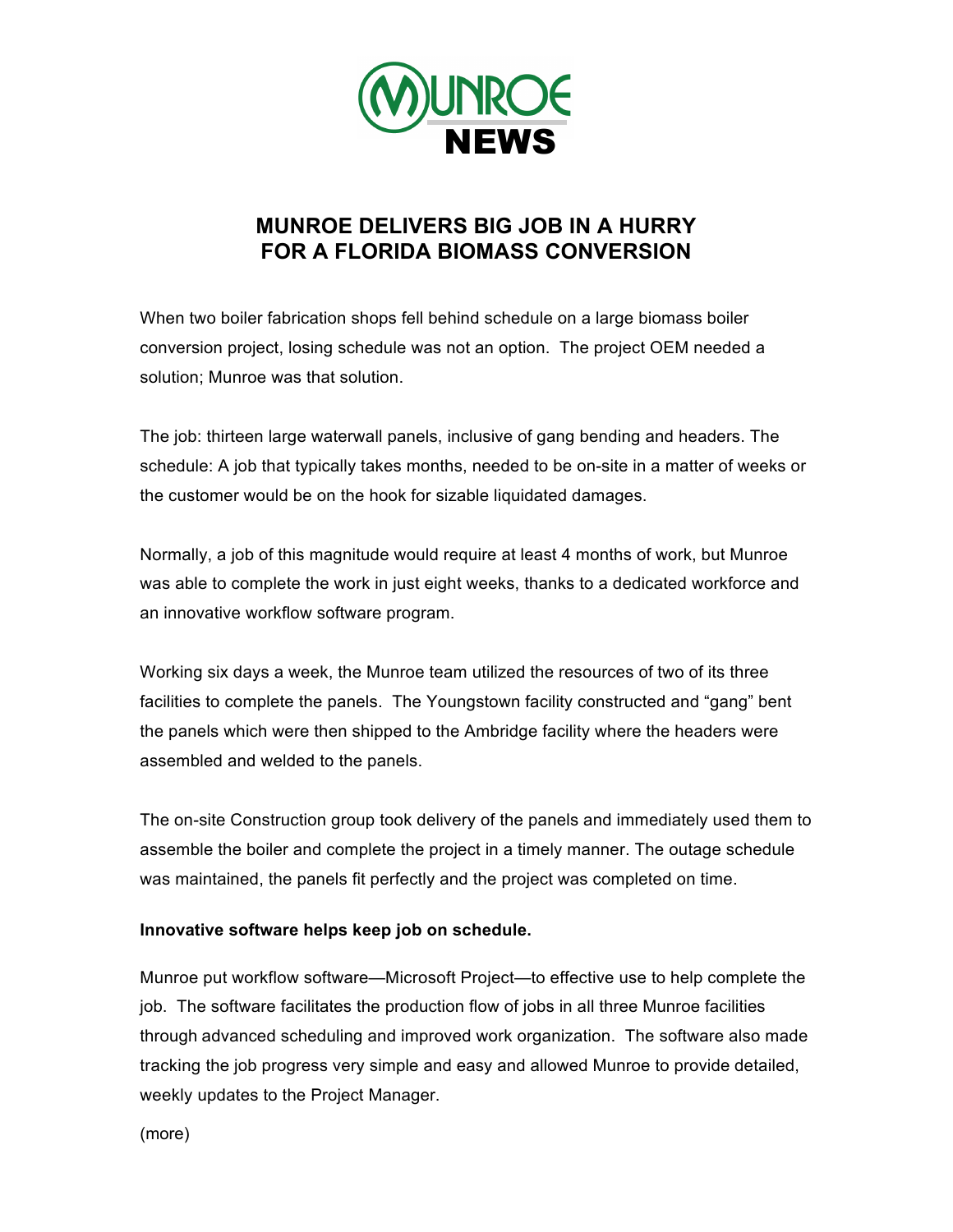MUNROE NEWS

# MUNROE DELIVERS BIG JOB IN A HURRY FOR A FLORIDA BIOMASS CONVERSION

When two boiler fabrication shops fell behind schedule on a large biomass boiler conversion project, losing schedule was not an option. The project OEM needed a solution; Munroe was that solution.

The job: thirteen large waterwall panels, inclusive of gang bending and headers. The schedule: A job that typically takes months, needed to be on-site in a matter of weeks or the customer would be on the hook for sizable liquidated damages.

Normally, a job of this magnitude would require at least 4 months of work, but Munroe was able to complete the work in just eight weeks, thanks to a dedicated workforce and an innovative workflow software program.

Working six days a week, the Munroe team utilized the resources of two of its three facilities to complete the panels. The Youngstown facility constructed and "gang" bent the panels which were then shipped to the Ambridge facility where the headers were assembled and welded to the panels.

The on-site Construction group took delivery of the panels and immediately used them to assemble the boiler and complete the project in a timely manner. The outage schedule was maintained, the panels fit perfectly and the project was completed on time.

**Innovative software helps keep job on schedule.**

Munroe put workflow software—Microsoft Project—to effective use to help complete the job. The software facilitates the production flow of jobs in all three Munroe facilities through advanced scheduling and improved work organization. The software also made tracking the job progress very simple and easy and allowed Munroe to provide detailed, weekly updates to the Project Manager.

(more)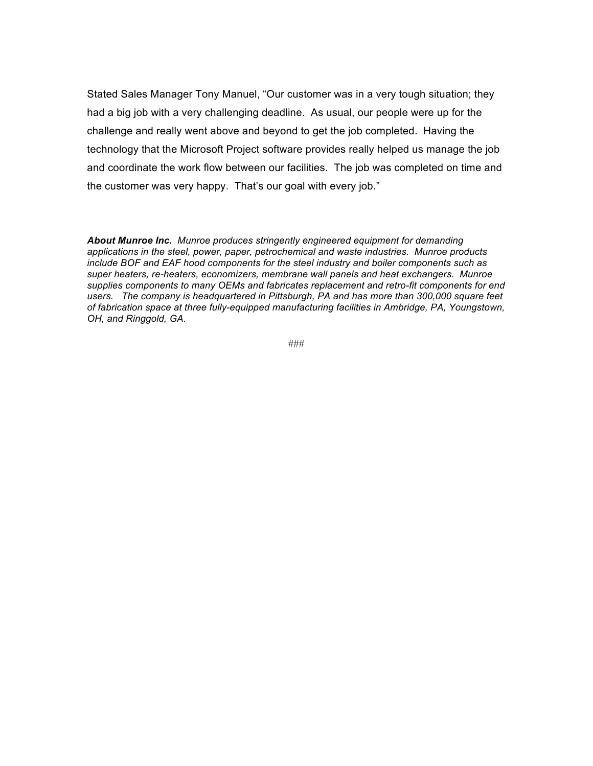Stated Sales Manager Tony Manuel, “Our customer was in a very tough situation; they had a big job with a very challenging deadline.  As usual, our people were up for the challenge and really went above and beyond to get the job completed.  Having the technology that the Microsoft Project software provides really helped us manage the job and coordinate the work flow between our facilities.  The job was completed on time and the customer was very happy.  That’s our goal with every job.”

***About Munroe Inc.*** *Munroe produces stringently engineered equipment for demanding applications in the steel, power, paper, petrochemical and waste industries.  Munroe products include BOF and EAF hood components for the steel industry and boiler components such as super heaters, re-heaters, economizers, membrane wall panels and heat exchangers.  Munroe supplies components to many OEMs and fabricates replacement and retro-fit components for end users.   The company is headquartered in Pittsburgh, PA and has more than 300,000 square feet of fabrication space at three fully-equipped manufacturing facilities in Ambridge, PA, Youngstown, OH, and Ringgold, GA.*

###